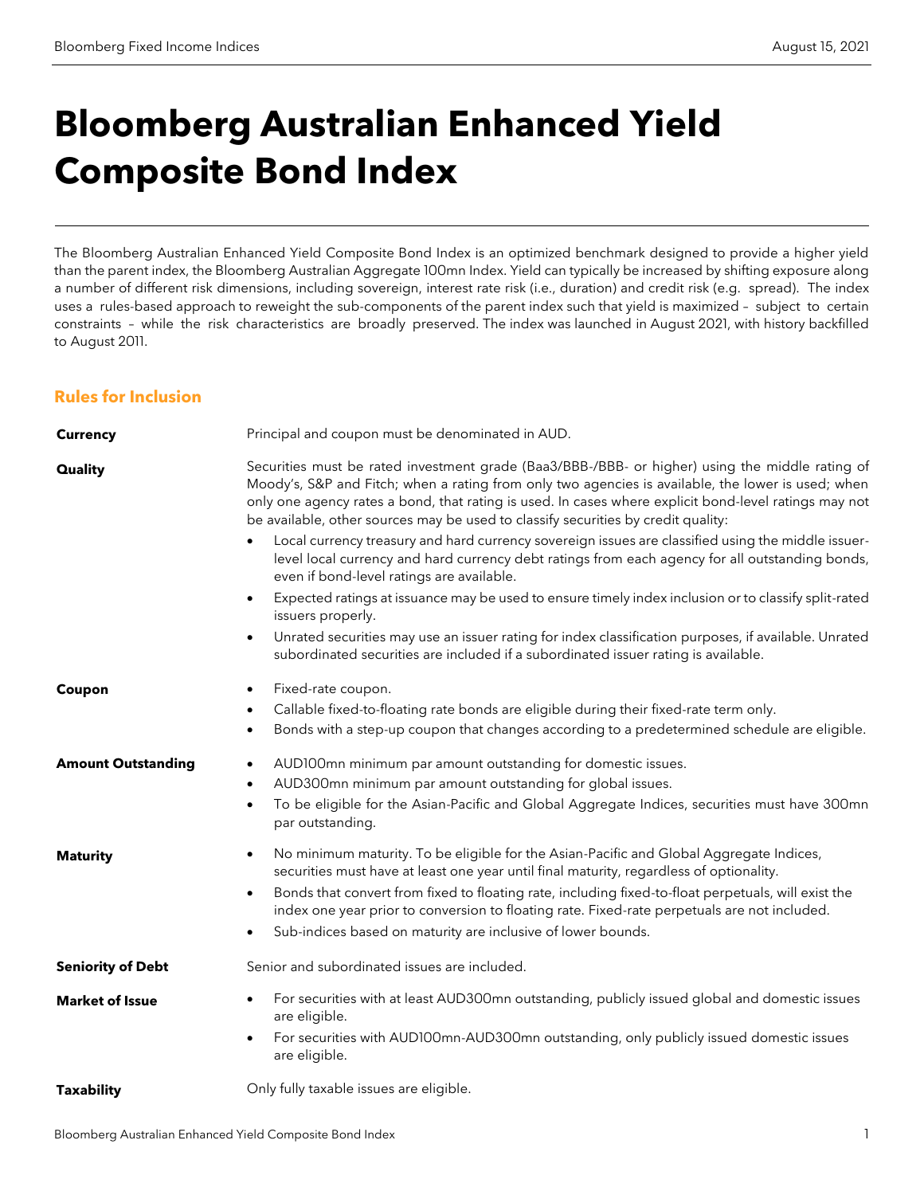# Bloomberg Australian Enhanced Yield Composite Bond Index

The Bloomberg Australian Enhanced Yield Composite Bond Index is an optimized benchmark designed to provide a higher yield than the parent index, the Bloomberg Australian Aggregate 100mn Index. Yield can typically be increased by shifting exposure along a number of different risk dimensions, including sovereign, interest rate risk (i.e., duration) and credit risk (e.g. spread). The index uses a rules-based approach to reweight the sub-components of the parent index such that yield is maximized – subject to certain constraints – while the risk characteristics are broadly preserved. The index was launched in August 2021, with history backfilled to August 2011.

## Rules for Inclusion

**Currency**

Principal and coupon must be denominated in AUD.

**Quality**

Securities must be rated investment grade (Baa3/BBB-/BBB- or higher) using the middle rating of Moody's, S&P and Fitch; when a rating from only two agencies is available, the lower is used; when only one agency rates a bond, that rating is used. In cases where explicit bond-level ratings may not be available, other sources may be used to classify securities by credit quality:

- Local currency treasury and hard currency sovereign issues are classified using the middle issuer-level local currency and hard currency debt ratings from each agency for all outstanding bonds, even if bond-level ratings are available.
- Expected ratings at issuance may be used to ensure timely index inclusion or to classify split-rated issuers properly.
- Unrated securities may use an issuer rating for index classification purposes, if available. Unrated subordinated securities are included if a subordinated issuer rating is available.

**Coupon**

- Fixed-rate coupon.
- Callable fixed-to-floating rate bonds are eligible during their fixed-rate term only.
- Bonds with a step-up coupon that changes according to a predetermined schedule are eligible.

**Amount Outstanding**

- AUD100mn minimum par amount outstanding for domestic issues.
- AUD300mn minimum par amount outstanding for global issues.
- To be eligible for the Asian-Pacific and Global Aggregate Indices, securities must have 300mn par outstanding.

**Maturity**

- No minimum maturity. To be eligible for the Asian-Pacific and Global Aggregate Indices, securities must have at least one year until final maturity, regardless of optionality.
- Bonds that convert from fixed to floating rate, including fixed-to-float perpetuals, will exist the index one year prior to conversion to floating rate. Fixed-rate perpetuals are not included.
- Sub-indices based on maturity are inclusive of lower bounds.

**Seniority of Debt**

Senior and subordinated issues are included.

**Market of Issue**

- For securities with at least AUD300mn outstanding, publicly issued global and domestic issues are eligible.
- For securities with AUD100mn-AUD300mn outstanding, only publicly issued domestic issues are eligible.

**Taxability**

Only fully taxable issues are eligible.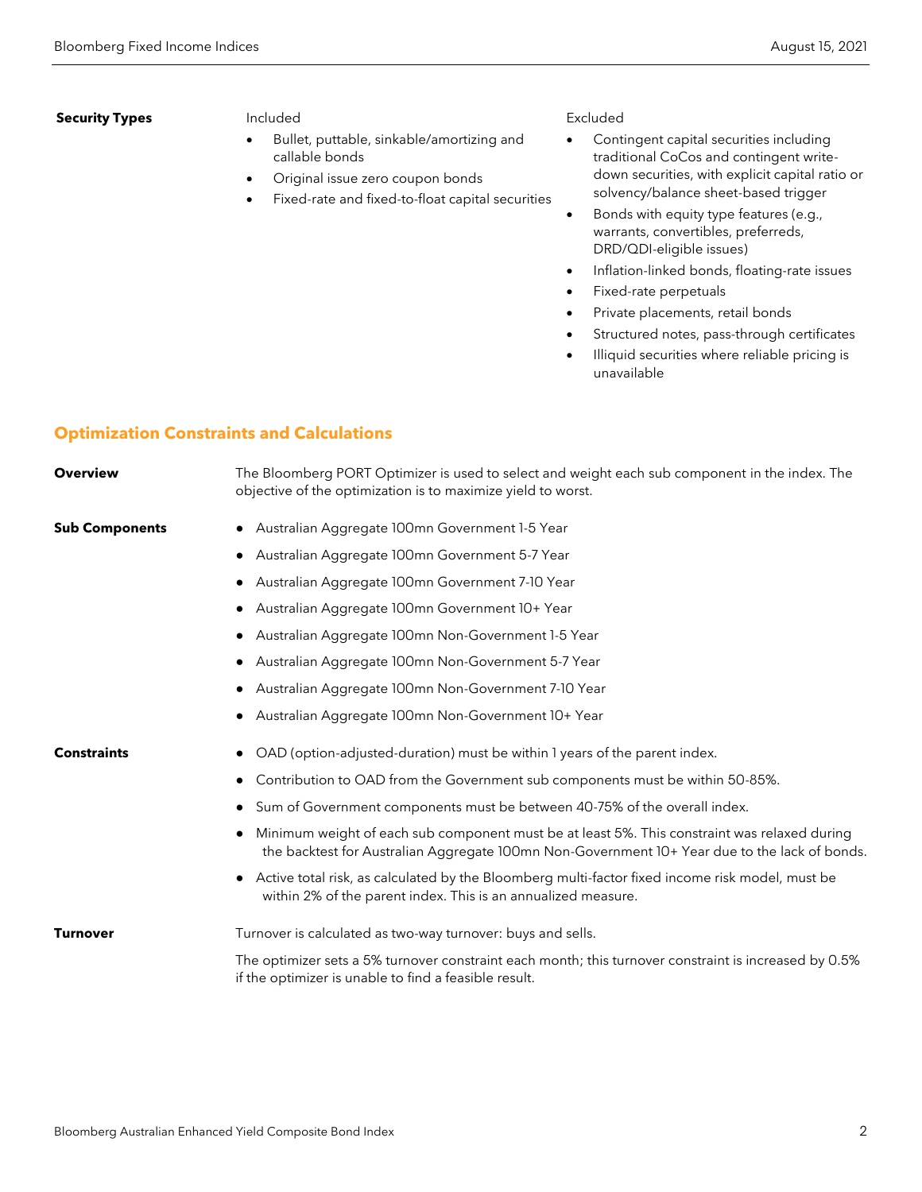**Security Types**

Included

- Bullet, puttable, sinkable/amortizing and callable bonds
- Original issue zero coupon bonds
- Fixed-rate and fixed-to-float capital securities

Excluded

- Contingent capital securities including traditional CoCos and contingent write-down securities, with explicit capital ratio or solvency/balance sheet-based trigger
- Bonds with equity type features (e.g., warrants, convertibles, preferreds, DRD/QDI-eligible issues)
- Inflation-linked bonds, floating-rate issues
- Fixed-rate perpetuals
- Private placements, retail bonds
- Structured notes, pass-through certificates
- Illiquid securities where reliable pricing is unavailable

## Optimization Constraints and Calculations

**Overview**

The Bloomberg PORT Optimizer is used to select and weight each sub component in the index. The objective of the optimization is to maximize yield to worst.

**Sub Components**

- Australian Aggregate 100mn Government 1-5 Year
- Australian Aggregate 100mn Government 5-7 Year
- Australian Aggregate 100mn Government 7-10 Year
- Australian Aggregate 100mn Government 10+ Year
- Australian Aggregate 100mn Non-Government 1-5 Year
- Australian Aggregate 100mn Non-Government 5-7 Year
- Australian Aggregate 100mn Non-Government 7-10 Year
- Australian Aggregate 100mn Non-Government 10+ Year

**Constraints**

- OAD (option-adjusted-duration) must be within 1 years of the parent index.
- Contribution to OAD from the Government sub components must be within 50-85%.
- Sum of Government components must be between 40-75% of the overall index.
- Minimum weight of each sub component must be at least 5%. This constraint was relaxed during the backtest for Australian Aggregate 100mn Non-Government 10+ Year due to the lack of bonds.
- Active total risk, as calculated by the Bloomberg multi-factor fixed income risk model, must be within 2% of the parent index. This is an annualized measure.

**Turnover**

Turnover is calculated as two-way turnover: buys and sells.

The optimizer sets a 5% turnover constraint each month; this turnover constraint is increased by 0.5% if the optimizer is unable to find a feasible result.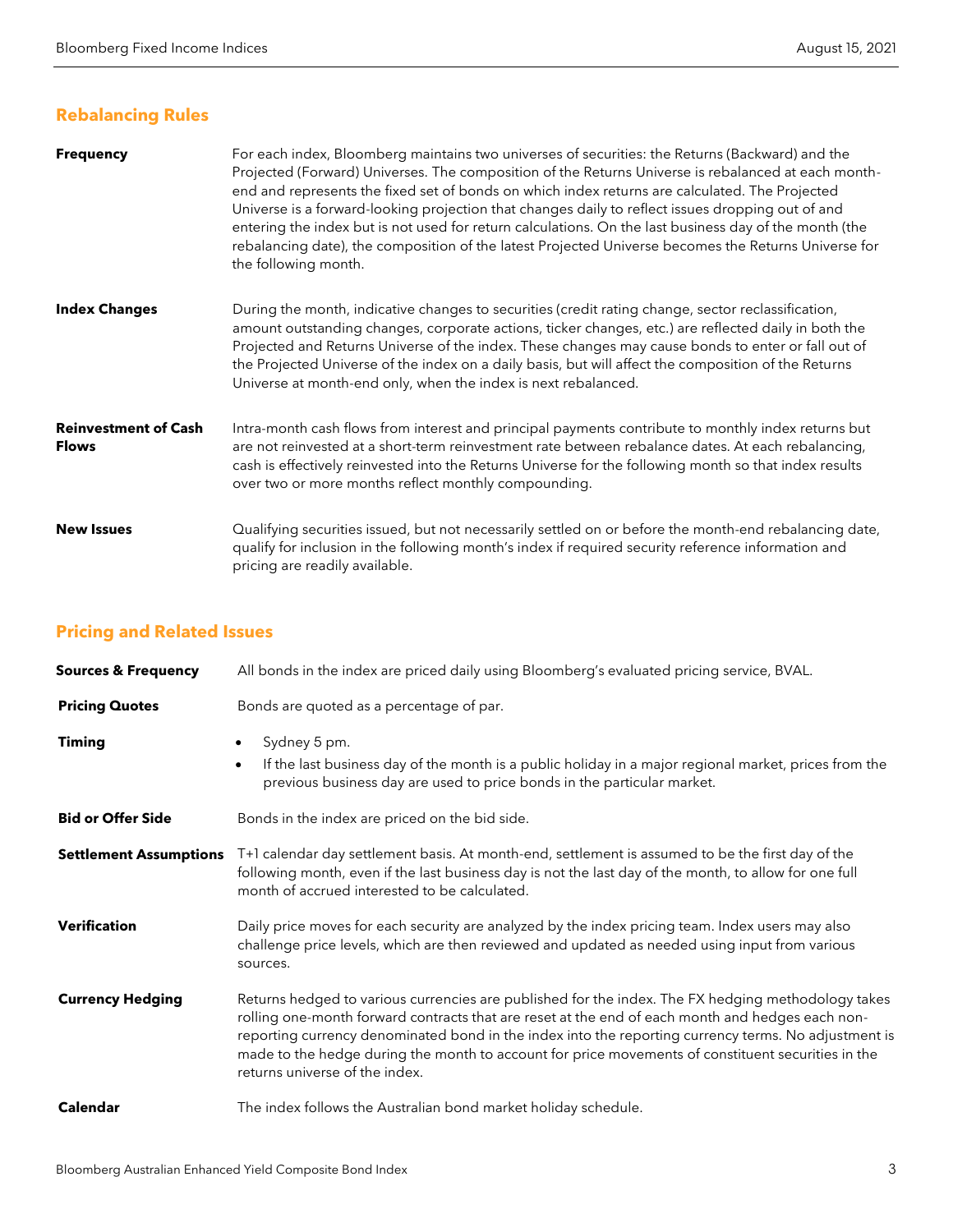## Rebalancing Rules

**Frequency**

For each index, Bloomberg maintains two universes of securities: the Returns (Backward) and the Projected (Forward) Universes. The composition of the Returns Universe is rebalanced at each month-end and represents the fixed set of bonds on which index returns are calculated. The Projected Universe is a forward-looking projection that changes daily to reflect issues dropping out of and entering the index but is not used for return calculations. On the last business day of the month (the rebalancing date), the composition of the latest Projected Universe becomes the Returns Universe for the following month.

**Index Changes**

During the month, indicative changes to securities (credit rating change, sector reclassification, amount outstanding changes, corporate actions, ticker changes, etc.) are reflected daily in both the Projected and Returns Universe of the index. These changes may cause bonds to enter or fall out of the Projected Universe of the index on a daily basis, but will affect the composition of the Returns Universe at month-end only, when the index is next rebalanced.

**Reinvestment of Cash Flows**

Intra-month cash flows from interest and principal payments contribute to monthly index returns but are not reinvested at a short-term reinvestment rate between rebalance dates. At each rebalancing, cash is effectively reinvested into the Returns Universe for the following month so that index results over two or more months reflect monthly compounding.

**New Issues**

Qualifying securities issued, but not necessarily settled on or before the month-end rebalancing date, qualify for inclusion in the following month's index if required security reference information and pricing are readily available.

## Pricing and Related Issues

**Sources & Frequency**

All bonds in the index are priced daily using Bloomberg's evaluated pricing service, BVAL.

**Pricing Quotes**

Bonds are quoted as a percentage of par.

**Timing**

- Sydney 5 pm.
- If the last business day of the month is a public holiday in a major regional market, prices from the previous business day are used to price bonds in the particular market.

**Bid or Offer Side**

Bonds in the index are priced on the bid side.

**Settlement Assumptions**

T+1 calendar day settlement basis. At month-end, settlement is assumed to be the first day of the following month, even if the last business day is not the last day of the month, to allow for one full month of accrued interested to be calculated.

**Verification**

Daily price moves for each security are analyzed by the index pricing team. Index users may also challenge price levels, which are then reviewed and updated as needed using input from various sources.

**Currency Hedging**

Returns hedged to various currencies are published for the index. The FX hedging methodology takes rolling one-month forward contracts that are reset at the end of each month and hedges each non-reporting currency denominated bond in the index into the reporting currency terms. No adjustment is made to the hedge during the month to account for price movements of constituent securities in the returns universe of the index.

**Calendar**

The index follows the Australian bond market holiday schedule.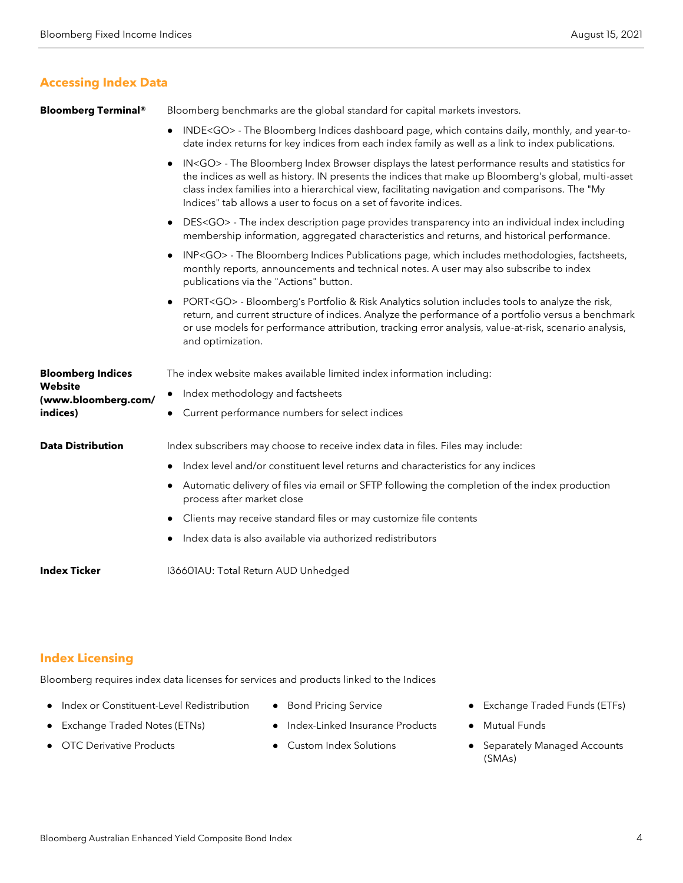## Accessing Index Data

**Bloomberg Terminal®**

Bloomberg benchmarks are the global standard for capital markets investors.

- INDE<GO> - The Bloomberg Indices dashboard page, which contains daily, monthly, and year-to-date index returns for key indices from each index family as well as a link to index publications.
- IN<GO> - The Bloomberg Index Browser displays the latest performance results and statistics for the indices as well as history. IN presents the indices that make up Bloomberg's global, multi-asset class index families into a hierarchical view, facilitating navigation and comparisons. The "My Indices" tab allows a user to focus on a set of favorite indices.
- DES<GO> - The index description page provides transparency into an individual index including membership information, aggregated characteristics and returns, and historical performance.
- INP<GO> - The Bloomberg Indices Publications page, which includes methodologies, factsheets, monthly reports, announcements and technical notes. A user may also subscribe to index publications via the "Actions" button.
- PORT<GO> - Bloomberg's Portfolio & Risk Analytics solution includes tools to analyze the risk, return, and current structure of indices. Analyze the performance of a portfolio versus a benchmark or use models for performance attribution, tracking error analysis, value-at-risk, scenario analysis, and optimization.

**Bloomberg Indices Website (www.bloomberg.com/indices)**

The index website makes available limited index information including:

- Index methodology and factsheets
- Current performance numbers for select indices

**Data Distribution**

Index subscribers may choose to receive index data in files. Files may include:

- Index level and/or constituent level returns and characteristics for any indices
- Automatic delivery of files via email or SFTP following the completion of the index production process after market close
- Clients may receive standard files or may customize file contents
- Index data is also available via authorized redistributors

**Index Ticker**

I36601AU: Total Return AUD Unhedged

## Index Licensing

Bloomberg requires index data licenses for services and products linked to the Indices

- Index or Constituent-Level Redistribution
- Exchange Traded Notes (ETNs)
- OTC Derivative Products
- Bond Pricing Service
- Index-Linked Insurance Products
- Custom Index Solutions
- Exchange Traded Funds (ETFs)
- Mutual Funds
- Separately Managed Accounts (SMAs)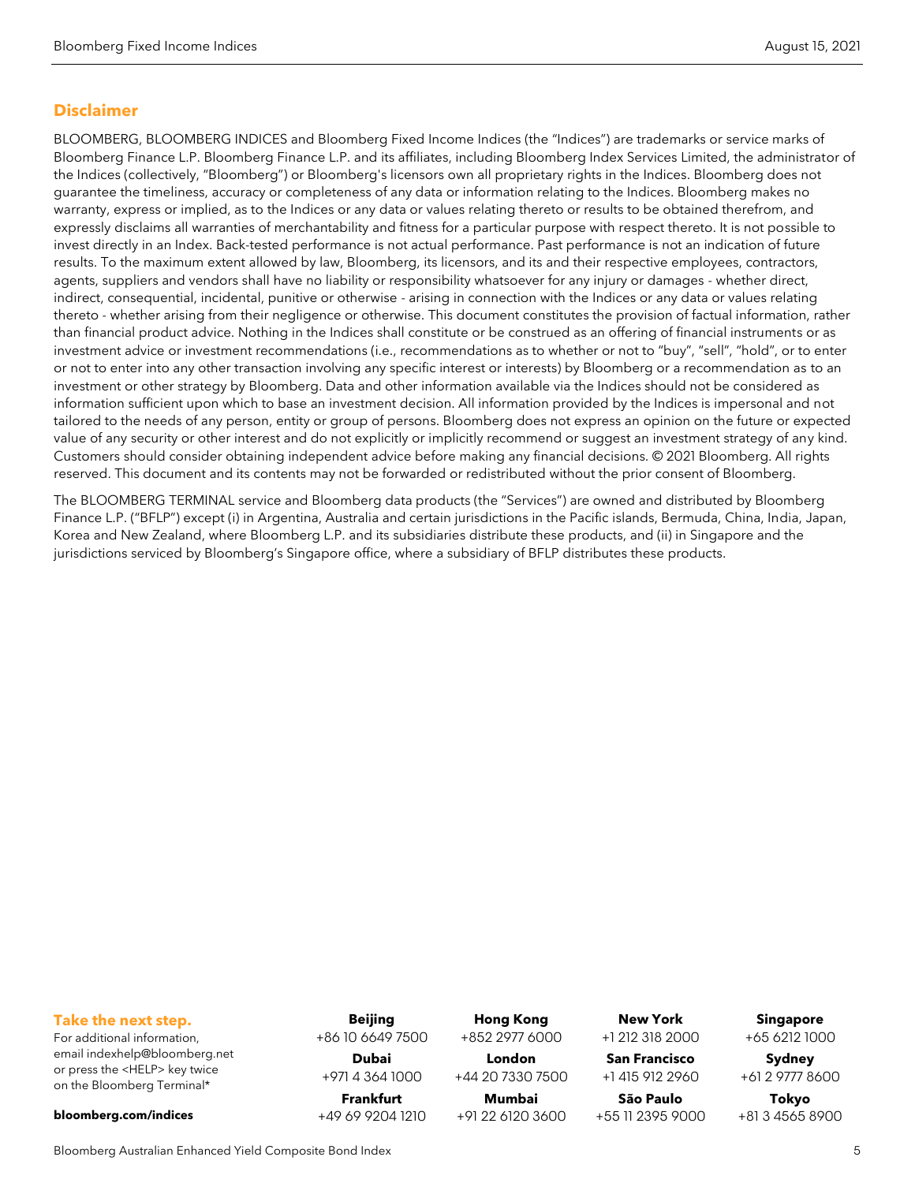## Disclaimer

BLOOMBERG, BLOOMBERG INDICES and Bloomberg Fixed Income Indices (the "Indices") are trademarks or service marks of Bloomberg Finance L.P. Bloomberg Finance L.P. and its affiliates, including Bloomberg Index Services Limited, the administrator of the Indices (collectively, "Bloomberg") or Bloomberg's licensors own all proprietary rights in the Indices. Bloomberg does not guarantee the timeliness, accuracy or completeness of any data or information relating to the Indices. Bloomberg makes no warranty, express or implied, as to the Indices or any data or values relating thereto or results to be obtained therefrom, and expressly disclaims all warranties of merchantability and fitness for a particular purpose with respect thereto. It is not possible to invest directly in an Index. Back-tested performance is not actual performance. Past performance is not an indication of future results. To the maximum extent allowed by law, Bloomberg, its licensors, and its and their respective employees, contractors, agents, suppliers and vendors shall have no liability or responsibility whatsoever for any injury or damages - whether direct, indirect, consequential, incidental, punitive or otherwise - arising in connection with the Indices or any data or values relating thereto - whether arising from their negligence or otherwise. This document constitutes the provision of factual information, rather than financial product advice. Nothing in the Indices shall constitute or be construed as an offering of financial instruments or as investment advice or investment recommendations (i.e., recommendations as to whether or not to "buy", "sell", "hold", or to enter or not to enter into any other transaction involving any specific interest or interests) by Bloomberg or a recommendation as to an investment or other strategy by Bloomberg. Data and other information available via the Indices should not be considered as information sufficient upon which to base an investment decision. All information provided by the Indices is impersonal and not tailored to the needs of any person, entity or group of persons. Bloomberg does not express an opinion on the future or expected value of any security or other interest and do not explicitly or implicitly recommend or suggest an investment strategy of any kind. Customers should consider obtaining independent advice before making any financial decisions. © 2021 Bloomberg. All rights reserved. This document and its contents may not be forwarded or redistributed without the prior consent of Bloomberg.

The BLOOMBERG TERMINAL service and Bloomberg data products (the "Services") are owned and distributed by Bloomberg Finance L.P. ("BFLP") except (i) in Argentina, Australia and certain jurisdictions in the Pacific islands, Bermuda, China, India, Japan, Korea and New Zealand, where Bloomberg L.P. and its subsidiaries distribute these products, and (ii) in Singapore and the jurisdictions serviced by Bloomberg's Singapore office, where a subsidiary of BFLP distributes these products.

**Take the next step.**

For additional information, email indexhelp@bloomberg.net or press the <HELP> key twice on the Bloomberg Terminal*

**bloomberg.com/indices**

**Beijing**
+86 10 6649 7500

**Dubai**
+971 4 364 1000

**Frankfurt**
+49 69 9204 1210

**Hong Kong**
+852 2977 6000

**London**
+44 20 7330 7500

**Mumbai**
+91 22 6120 3600

**New York**
+1 212 318 2000

**San Francisco**
+1 415 912 2960

**São Paulo**
+55 11 2395 9000

**Singapore**
+65 6212 1000

**Sydney**
+61 2 9777 8600

**Tokyo**
+81 3 4565 8900